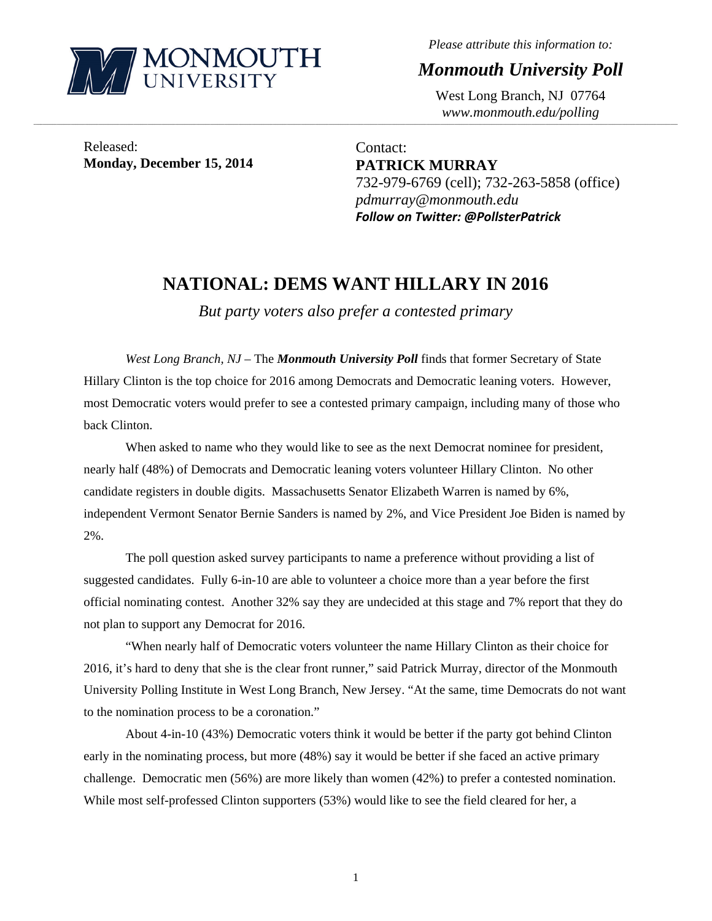MONMOUTH UNIVERSITY

*Please attribute this information to:*

***Monmouth University Poll***

West Long Branch, NJ 07764
*www.monmouth.edu/polling*

Released:
**Monday, December 15, 2014**

Contact:
**PATRICK MURRAY**
732-979-6769 (cell); 732-263-5858 (office)
*pdmurray@monmouth.edu*
***Follow on Twitter: @PollsterPatrick***

# NATIONAL: DEMS WANT HILLARY IN 2016

*But party voters also prefer a contested primary*

*West Long Branch, NJ* – The ***Monmouth University Poll*** finds that former Secretary of State Hillary Clinton is the top choice for 2016 among Democrats and Democratic leaning voters. However, most Democratic voters would prefer to see a contested primary campaign, including many of those who back Clinton.

When asked to name who they would like to see as the next Democrat nominee for president, nearly half (48%) of Democrats and Democratic leaning voters volunteer Hillary Clinton. No other candidate registers in double digits. Massachusetts Senator Elizabeth Warren is named by 6%, independent Vermont Senator Bernie Sanders is named by 2%, and Vice President Joe Biden is named by 2%.

The poll question asked survey participants to name a preference without providing a list of suggested candidates. Fully 6-in-10 are able to volunteer a choice more than a year before the first official nominating contest. Another 32% say they are undecided at this stage and 7% report that they do not plan to support any Democrat for 2016.

"When nearly half of Democratic voters volunteer the name Hillary Clinton as their choice for 2016, it's hard to deny that she is the clear front runner," said Patrick Murray, director of the Monmouth University Polling Institute in West Long Branch, New Jersey. "At the same, time Democrats do not want to the nomination process to be a coronation."

About 4-in-10 (43%) Democratic voters think it would be better if the party got behind Clinton early in the nominating process, but more (48%) say it would be better if she faced an active primary challenge. Democratic men (56%) are more likely than women (42%) to prefer a contested nomination. While most self-professed Clinton supporters (53%) would like to see the field cleared for her, a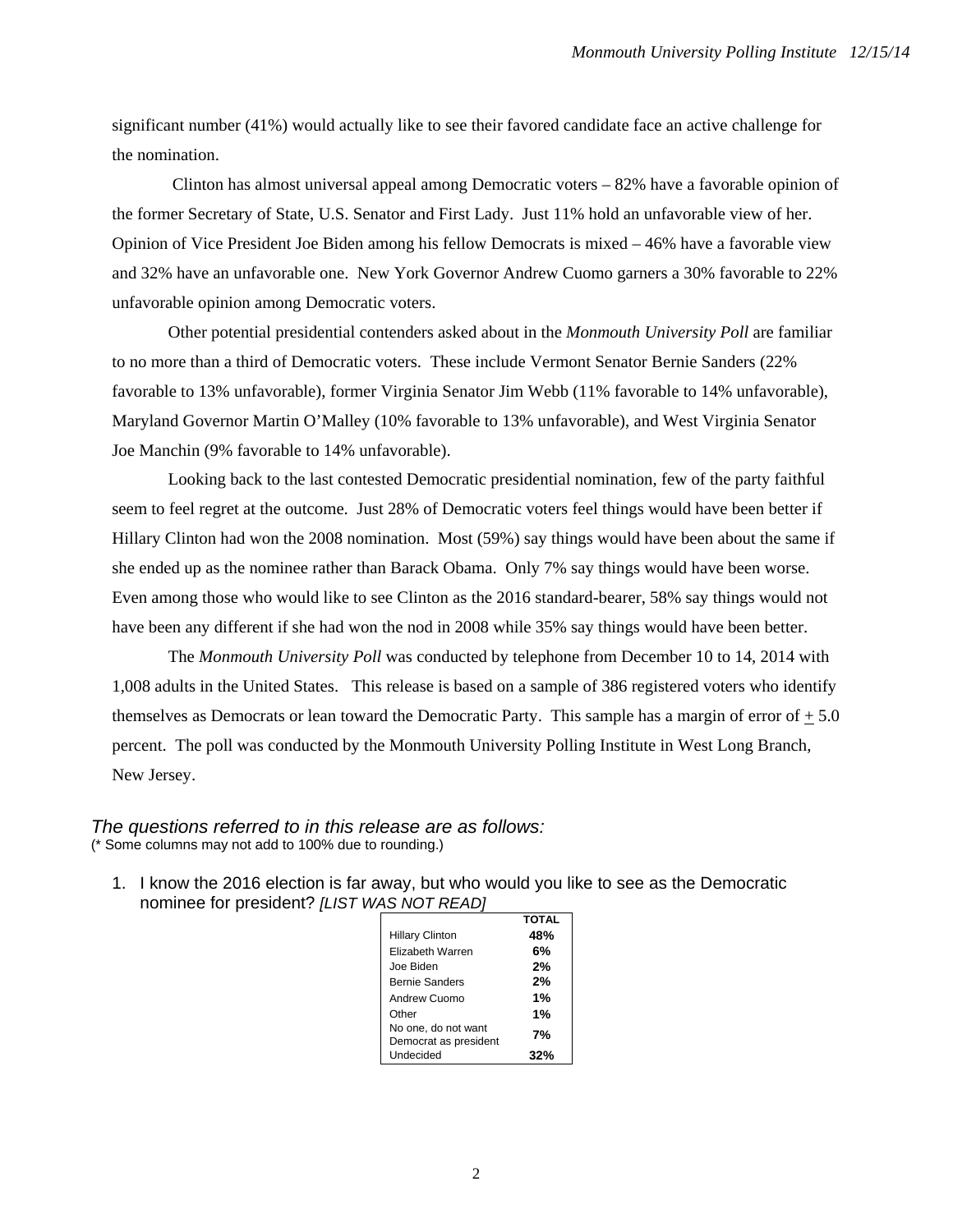significant number (41%) would actually like to see their favored candidate face an active challenge for the nomination.

Clinton has almost universal appeal among Democratic voters – 82% have a favorable opinion of the former Secretary of State, U.S. Senator and First Lady. Just 11% hold an unfavorable view of her. Opinion of Vice President Joe Biden among his fellow Democrats is mixed – 46% have a favorable view and 32% have an unfavorable one. New York Governor Andrew Cuomo garners a 30% favorable to 22% unfavorable opinion among Democratic voters.

Other potential presidential contenders asked about in the *Monmouth University Poll* are familiar to no more than a third of Democratic voters. These include Vermont Senator Bernie Sanders (22% favorable to 13% unfavorable), former Virginia Senator Jim Webb (11% favorable to 14% unfavorable), Maryland Governor Martin O'Malley (10% favorable to 13% unfavorable), and West Virginia Senator Joe Manchin (9% favorable to 14% unfavorable).

Looking back to the last contested Democratic presidential nomination, few of the party faithful seem to feel regret at the outcome. Just 28% of Democratic voters feel things would have been better if Hillary Clinton had won the 2008 nomination. Most (59%) say things would have been about the same if she ended up as the nominee rather than Barack Obama. Only 7% say things would have been worse. Even among those who would like to see Clinton as the 2016 standard-bearer, 58% say things would not have been any different if she had won the nod in 2008 while 35% say things would have been better.

The *Monmouth University Poll* was conducted by telephone from December 10 to 14, 2014 with 1,008 adults in the United States. This release is based on a sample of 386 registered voters who identify themselves as Democrats or lean toward the Democratic Party. This sample has a margin of error of ± 5.0 percent. The poll was conducted by the Monmouth University Polling Institute in West Long Branch, New Jersey.

*The questions referred to in this release are as follows:*
(* Some columns may not add to 100% due to rounding.)

1. I know the 2016 election is far away, but who would you like to see as the Democratic nominee for president? *[LIST WAS NOT READ]*

| | TOTAL |
|---|---|
| Hillary Clinton | **48%** |
| Elizabeth Warren | **6%** |
| Joe Biden | **2%** |
| Bernie Sanders | **2%** |
| Andrew Cuomo | **1%** |
| Other | **1%** |
| No one, do not want Democrat as president | **7%** |
| Undecided | **32%** |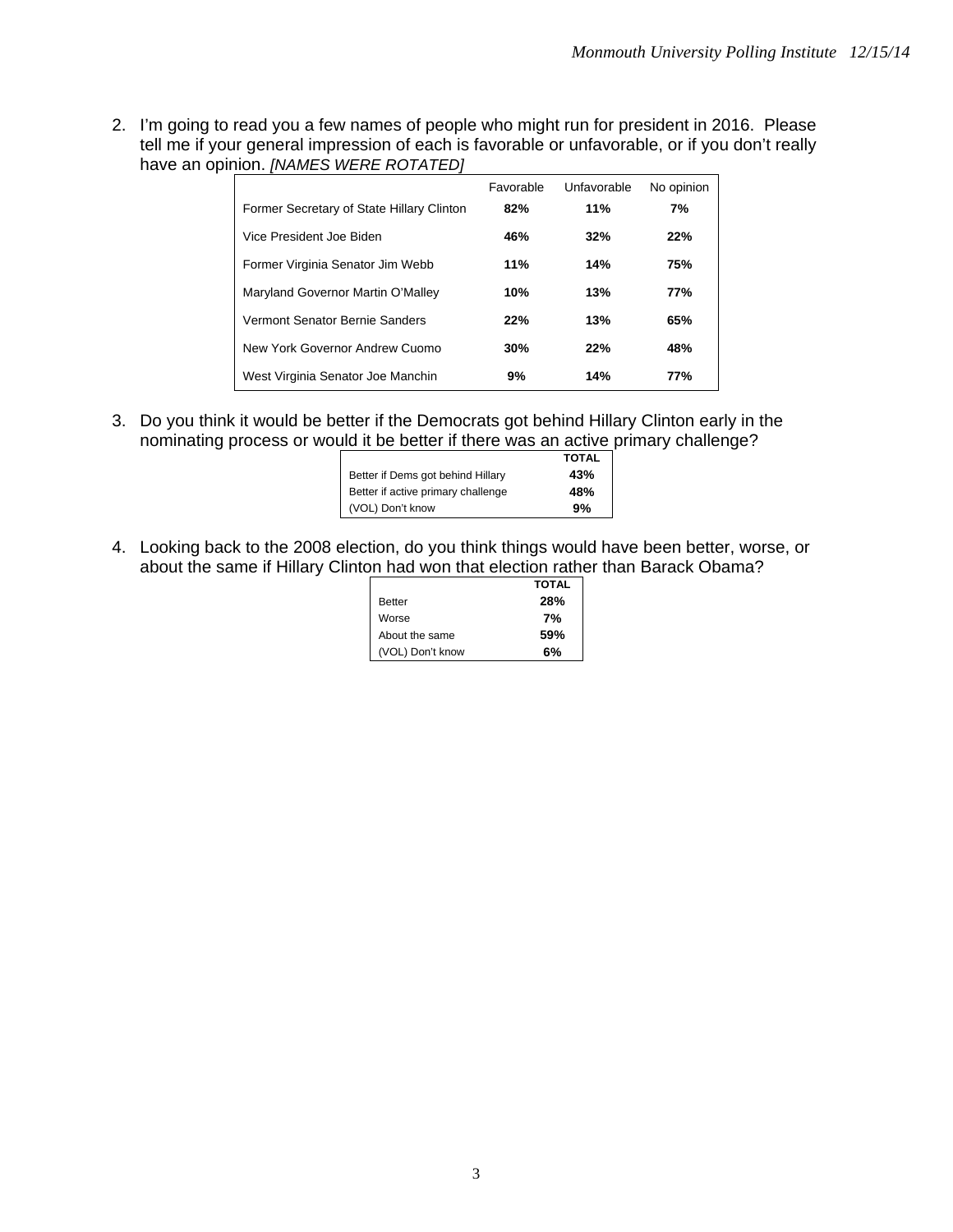2. I'm going to read you a few names of people who might run for president in 2016. Please tell me if your general impression of each is favorable or unfavorable, or if you don't really have an opinion. *[NAMES WERE ROTATED]*

| | Favorable | Unfavorable | No opinion |
|---|---|---|---|
| Former Secretary of State Hillary Clinton | **82%** | **11%** | **7%** |
| Vice President Joe Biden | **46%** | **32%** | **22%** |
| Former Virginia Senator Jim Webb | **11%** | **14%** | **75%** |
| Maryland Governor Martin O'Malley | **10%** | **13%** | **77%** |
| Vermont Senator Bernie Sanders | **22%** | **13%** | **65%** |
| New York Governor Andrew Cuomo | **30%** | **22%** | **48%** |
| West Virginia Senator Joe Manchin | **9%** | **14%** | **77%** |

3. Do you think it would be better if the Democrats got behind Hillary Clinton early in the nominating process or would it be better if there was an active primary challenge?

| | TOTAL |
|---|---|
| Better if Dems got behind Hillary | **43%** |
| Better if active primary challenge | **48%** |
| (VOL) Don't know | **9%** |

4. Looking back to the 2008 election, do you think things would have been better, worse, or about the same if Hillary Clinton had won that election rather than Barack Obama?

| | TOTAL |
|---|---|
| Better | **28%** |
| Worse | **7%** |
| About the same | **59%** |
| (VOL) Don't know | **6%** |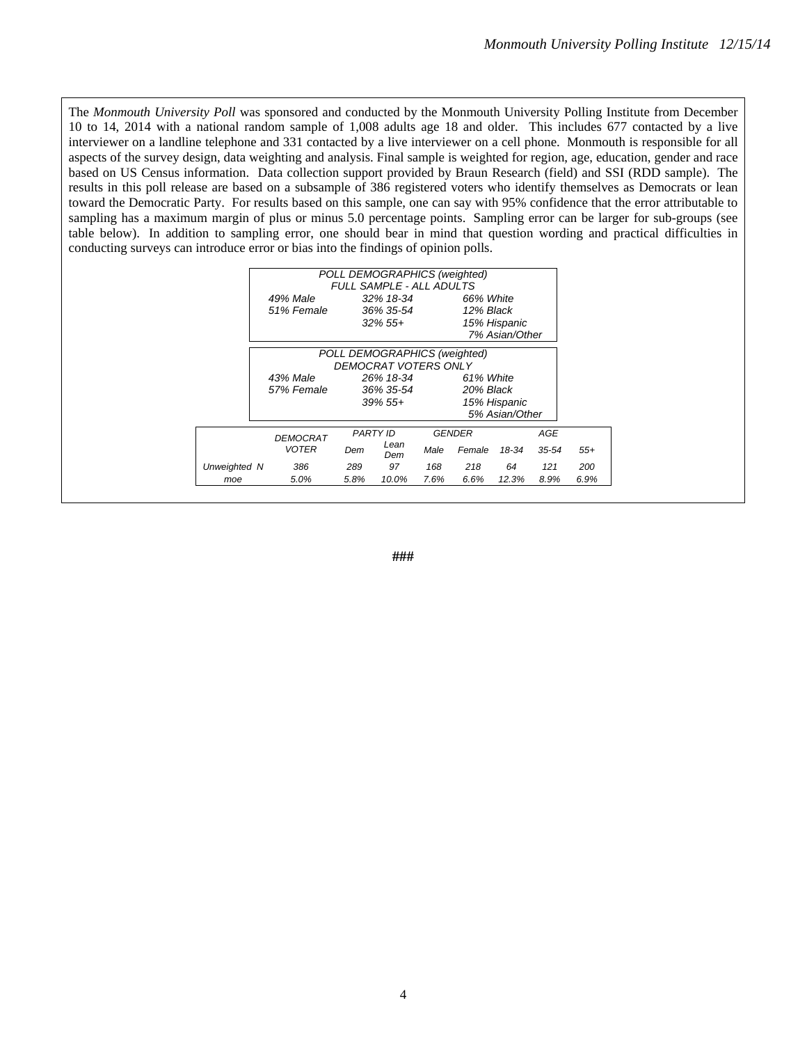The *Monmouth University Poll* was sponsored and conducted by the Monmouth University Polling Institute from December 10 to 14, 2014 with a national random sample of 1,008 adults age 18 and older. This includes 677 contacted by a live interviewer on a landline telephone and 331 contacted by a live interviewer on a cell phone. Monmouth is responsible for all aspects of the survey design, data weighting and analysis. Final sample is weighted for region, age, education, gender and race based on US Census information. Data collection support provided by Braun Research (field) and SSI (RDD sample). The results in this poll release are based on a subsample of 386 registered voters who identify themselves as Democrats or lean toward the Democratic Party. For results based on this sample, one can say with 95% confidence that the error attributable to sampling has a maximum margin of plus or minus 5.0 percentage points. Sampling error can be larger for sub-groups (see table below). In addition to sampling error, one should bear in mind that question wording and practical difficulties in conducting surveys can introduce error or bias into the findings of opinion polls.

| POLL DEMOGRAPHICS (weighted) FULL SAMPLE - ALL ADULTS | | |
|---|---|---|
| 49% Male | 32% 18-34 | 66% White |
| 51% Female | 36% 35-54 | 12% Black |
| | 32% 55+ | 15% Hispanic |
| | | 7% Asian/Other |

| POLL DEMOGRAPHICS (weighted) DEMOCRAT VOTERS ONLY | | |
|---|---|---|
| 43% Male | 26% 18-34 | 61% White |
| 57% Female | 36% 35-54 | 20% Black |
| | 39% 55+ | 15% Hispanic |
| | | 5% Asian/Other |

| | DEMOCRAT VOTER | PARTY ID | | GENDER | | AGE | | |
|---|---|---|---|---|---|---|---|---|
| | | Dem | Lean Dem | Male | Female | 18-34 | 35-54 | 55+ |
| Unweighted N | 386 | 289 | 97 | 168 | 218 | 64 | 121 | 200 |
| moe | 5.0% | 5.8% | 10.0% | 7.6% | 6.6% | 12.3% | 8.9% | 6.9% |

###